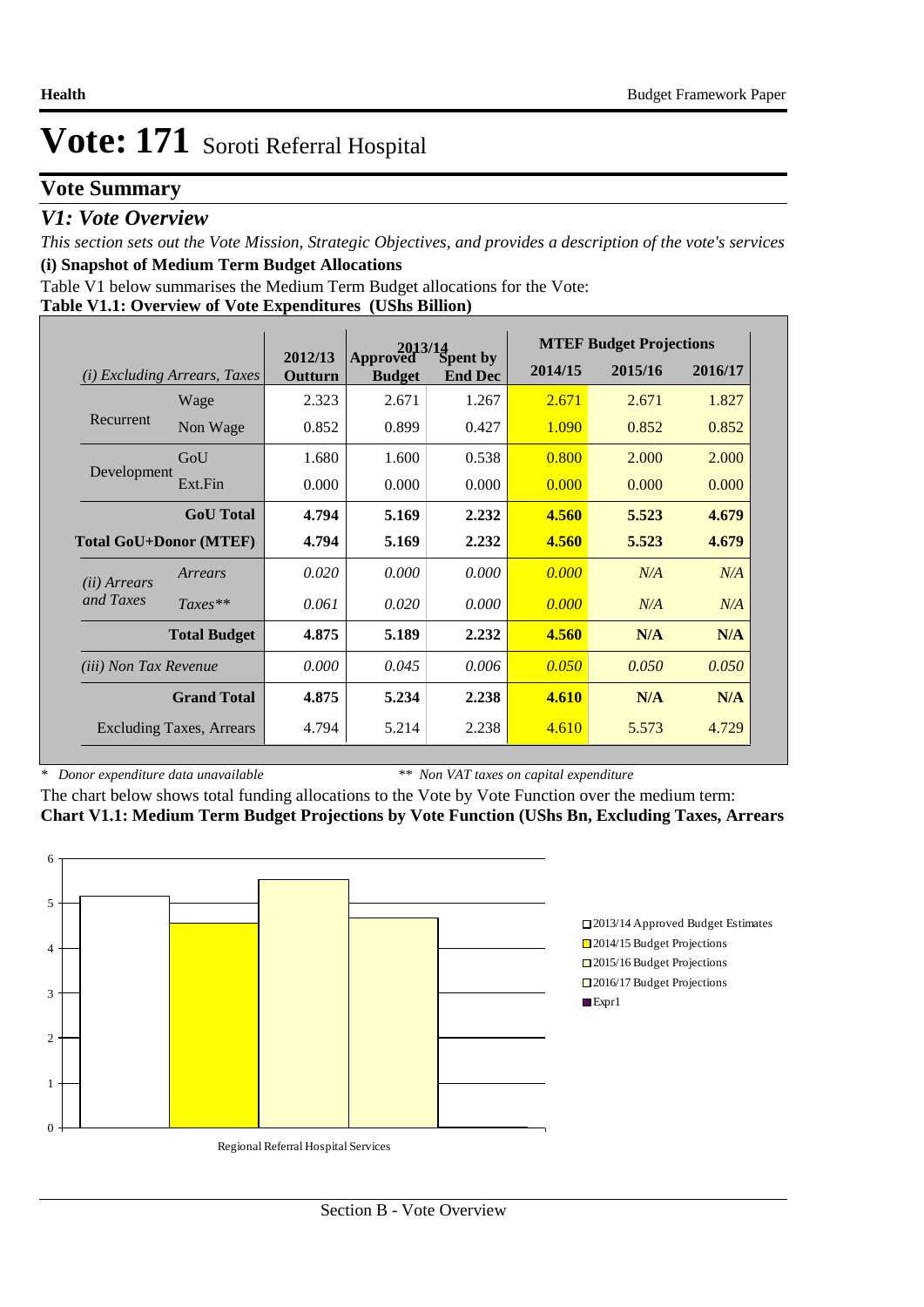# Vote: 171 Soroti Referral Hospital

## Vote Summary

### *V1: Vote Overview*

*This section sets out the Vote Mission, Strategic Objectives, and provides a description of the vote's services*

**(i) Snapshot of Medium Term Budget Allocations**

Table V1 below summarises the Medium Term Budget allocations for the Vote:

**Table V1.1: Overview of Vote Expenditures (UShs Billion)**

| *(i) Excluding Arrears, Taxes* | | 2012/13 Outturn | 2013/14 Approved Budget | 2013/14 Spent by End Dec | MTEF Budget Projections 2014/15 | 2015/16 | 2016/17 |
|---|---|---|---|---|---|---|---|
| Recurrent | Wage | 2.323 | 2.671 | 1.267 | 2.671 | 2.671 | 1.827 |
| | Non Wage | 0.852 | 0.899 | 0.427 | 1.090 | 0.852 | 0.852 |
| Development | GoU | 1.680 | 1.600 | 0.538 | 0.800 | 2.000 | 2.000 |
| | Ext.Fin | 0.000 | 0.000 | 0.000 | 0.000 | 0.000 | 0.000 |
| | **GoU Total** | **4.794** | **5.169** | **2.232** | **4.560** | **5.523** | **4.679** |
| **Total GoU+Donor (MTEF)** | | **4.794** | **5.169** | **2.232** | **4.560** | **5.523** | **4.679** |
| *(ii) Arrears and Taxes* | *Arrears* | *0.020* | *0.000* | *0.000* | *0.000* | *N/A* | *N/A* |
| | *Taxes*** | *0.061* | *0.020* | *0.000* | *0.000* | *N/A* | *N/A* |
| | **Total Budget** | **4.875** | **5.189** | **2.232** | **4.560** | **N/A** | **N/A** |
| *(iii) Non Tax Revenue* | | *0.000* | *0.045* | *0.006* | *0.050* | *0.050* | *0.050* |
| | **Grand Total** | **4.875** | **5.234** | **2.238** | **4.610** | **N/A** | **N/A** |
| | Excluding Taxes, Arrears | 4.794 | 5.214 | 2.238 | 4.610 | 5.573 | 4.729 |

\* *Donor expenditure data unavailable* &nbsp;&nbsp;&nbsp;&nbsp; ** *Non VAT taxes on capital expenditure*

The chart below shows total funding allocations to the Vote by Vote Function over the medium term:

**Chart V1.1: Medium Term Budget Projections by Vote Function (UShs Bn, Excluding Taxes, Arrears**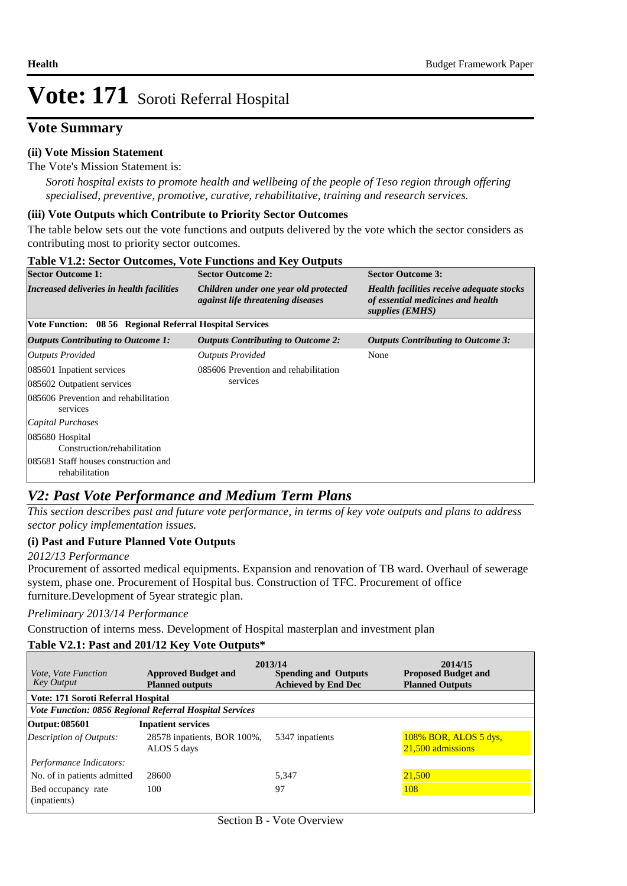# Vote: 171 Soroti Referral Hospital

## Vote Summary

### (ii) Vote Mission Statement

The Vote's Mission Statement is:

*Soroti hospital exists to promote health and wellbeing of the people of Teso region through offering specialised, preventive, promotive, curative, rehabilitative, training and research services.*

### (iii) Vote Outputs which Contribute to Priority Sector Outcomes

The table below sets out the vote functions and outputs delivered by the vote which the sector considers as contributing most to priority sector outcomes.

**Table V1.2: Sector Outcomes, Vote Functions and Key Outputs**

| Sector Outcome 1: | Sector Outcome 2: | Sector Outcome 3: |
|---|---|---|
| ***Increased deliveries in health facilities*** | ***Children under one year old protected against life threatening diseases*** | ***Health facilities receive adequate stocks of essential medicines and health supplies (EMHS)*** |
| **Vote Function: 08 56 Regional Referral Hospital Services** | | |
| ***Outputs Contributing to Outcome 1:*** | ***Outputs Contributing to Outcome 2:*** | ***Outputs Contributing to Outcome 3:*** |
| *Outputs Provided* | *Outputs Provided* | None |
| 085601 Inpatient services | 085606 Prevention and rehabilitation services | |
| 085602 Outpatient services | | |
| 085606 Prevention and rehabilitation services | | |
| *Capital Purchases* | | |
| 085680 Hospital Construction/rehabilitation | | |
| 085681 Staff houses construction and rehabilitation | | |

## *V2: Past Vote Performance and Medium Term Plans*

*This section describes past and future vote performance, in terms of key vote outputs and plans to address sector policy implementation issues.*

### (i) Past and Future Planned Vote Outputs

*2012/13 Performance*

Procurement of assorted medical equipments. Expansion and renovation of TB ward. Overhaul of sewerage system, phase one. Procurement of Hospital bus. Construction of TFC. Procurement of office furniture.Development of 5year strategic plan.

*Preliminary 2013/14 Performance*

Construction of interns mess. Development of Hospital masterplan and investment plan

**Table V2.1: Past and 201/12 Key Vote Outputs***

| *Vote, Vote Function Key Output* | 2013/14 **Approved Budget and Planned outputs** | **Spending and Outputs Achieved by End Dec** | 2014/15 **Proposed Budget and Planned Outputs** |
|---|---|---|---|
| **Vote: 171 Soroti Referral Hospital** | | | |
| ***Vote Function: 0856 Regional Referral Hospital Services*** | | | |
| **Output: 085601** | **Inpatient services** | | |
| *Description of Outputs:* | 28578 inpatients, BOR 100%, ALOS 5 days | 5347 inpatients | 108% BOR, ALOS 5 dys, 21,500 admissions |
| *Performance Indicators:* | | | |
| No. of in patients admitted | 28600 | 5,347 | 21,500 |
| Bed occupancy rate (inpatients) | 100 | 97 | 108 |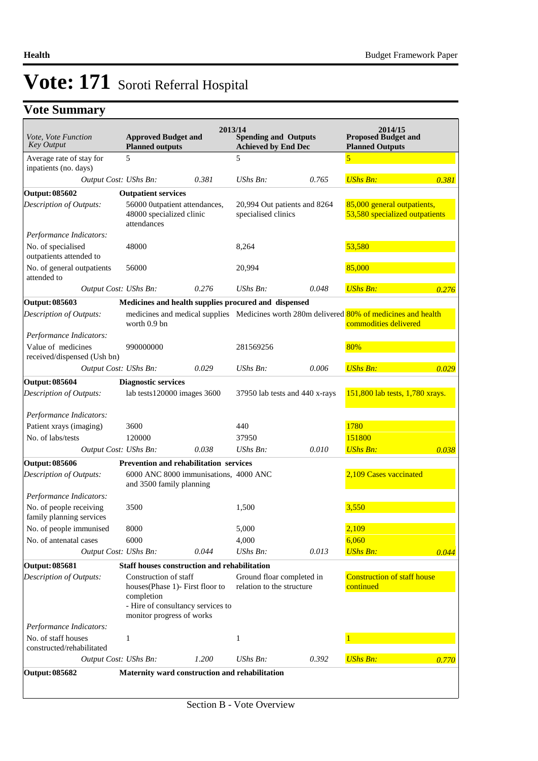# Vote: 171 Soroti Referral Hospital

## Vote Summary

| Vote, Vote Function Key Output | 2013/14 Approved Budget and Planned outputs | | 2013/14 Spending and Outputs Achieved by End Dec | | 2014/15 Proposed Budget and Planned Outputs | |
|---|---|---|---|---|---|---|
| Average rate of stay for inpatients (no. days) | 5 | | 5 | | 5 | |
| *Output Cost:* | *UShs Bn:* | *0.381* | *UShs Bn:* | *0.765* | *UShs Bn:* | *0.381* |
| **Output: 085602** | **Outpatient services** | | | | | |
| *Description of Outputs:* | 56000 0utpatient attendances, 48000 specialized clinic attendances | | 20,994 Out patients and 8264 specialised clinics | | 85,000 general outpatients, 53,580 specialized outpatients | |
| *Performance Indicators:* | | | | | | |
| No. of specialised outpatients attended to | 48000 | | 8,264 | | 53,580 | |
| No. of general outpatients attended to | 56000 | | 20,994 | | 85,000 | |
| *Output Cost:* | *UShs Bn:* | *0.276* | *UShs Bn:* | *0.048* | *UShs Bn:* | *0.276* |
| **Output: 085603** | **Medicines and health supplies procured and dispensed** | | | | | |
| *Description of Outputs:* | medicines and medical supplies worth 0.9 bn | | Medicines worth 280m delivered | | 80% of medicines and health commodities delivered | |
| *Performance Indicators:* | | | | | | |
| Value of medicines received/dispensed (Ush bn) | 990000000 | | 281569256 | | 80% | |
| *Output Cost:* | *UShs Bn:* | *0.029* | *UShs Bn:* | *0.006* | *UShs Bn:* | *0.029* |
| **Output: 085604** | **Diagnostic services** | | | | | |
| *Description of Outputs:* | lab tests120000 images 3600 | | 37950 lab tests and 440 x-rays | | 151,800 lab tests, 1,780 xrays. | |
| *Performance Indicators:* | | | | | | |
| Patient xrays (imaging) | 3600 | | 440 | | 1780 | |
| No. of labs/tests | 120000 | | 37950 | | 151800 | |
| *Output Cost:* | *UShs Bn:* | *0.038* | *UShs Bn:* | *0.010* | *UShs Bn:* | *0.038* |
| **Output: 085606** | **Prevention and rehabilitation services** | | | | | |
| *Description of Outputs:* | 6000 ANC 8000 immunisations, and 3500 family planning | | 4000 ANC | | 2,109 Cases vaccinated | |
| *Performance Indicators:* | | | | | | |
| No. of people receiving family planning services | 3500 | | 1,500 | | 3,550 | |
| No. of people immunised | 8000 | | 5,000 | | 2,109 | |
| No. of antenatal cases | 6000 | | 4,000 | | 6,060 | |
| *Output Cost:* | *UShs Bn:* | *0.044* | *UShs Bn:* | *0.013* | *UShs Bn:* | *0.044* |
| **Output: 085681** | **Staff houses construction and rehabilitation** | | | | | |
| *Description of Outputs:* | Construction of staff houses(Phase 1)- First floor to completion<br>- Hire of consultancy services to monitor progress of works | | Ground floor completed in relation to the structure | | Construction of staff house continued | |
| *Performance Indicators:* | | | | | | |
| No. of staff houses constructed/rehabilitated | 1 | | 1 | | 1 | |
| *Output Cost:* | *UShs Bn:* | *1.200* | *UShs Bn:* | *0.392* | *UShs Bn:* | *0.770* |
| **Output: 085682** | **Maternity ward construction and rehabilitation** | | | | | |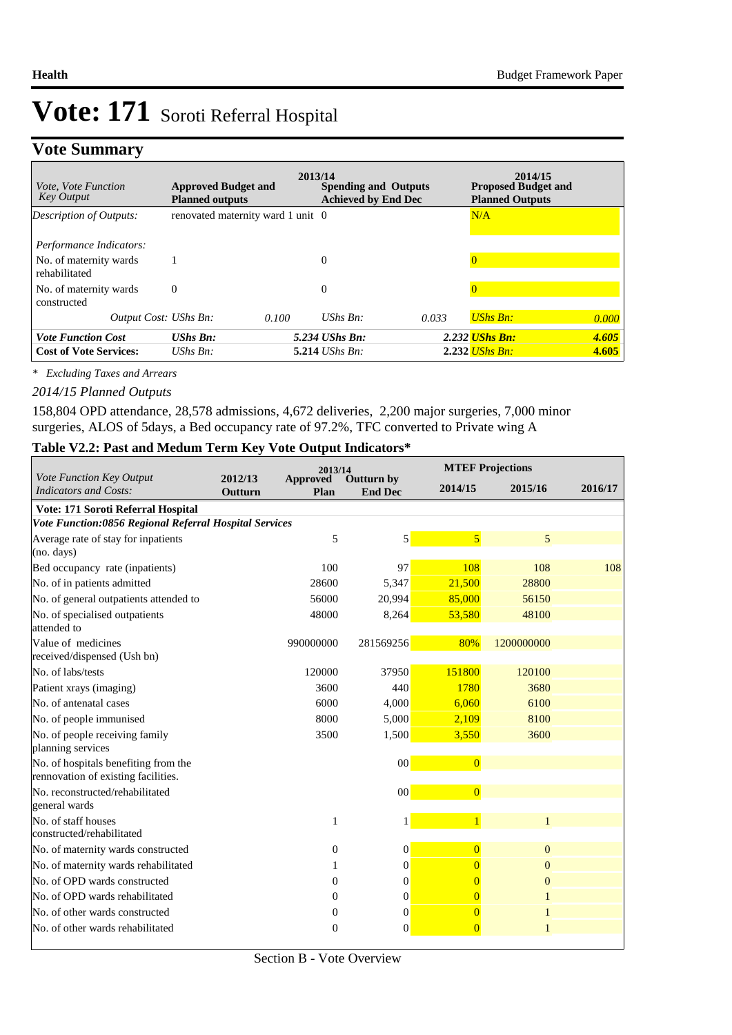# Vote: 171 Soroti Referral Hospital

## Vote Summary

| *Vote, Vote Function Key Output* | 2013/14 Approved Budget and Planned outputs | | 2013/14 Spending and Outputs Achieved by End Dec | | 2014/15 Proposed Budget and Planned Outputs | |
|---|---|---|---|---|---|---|
| *Description of Outputs:* | renovated maternity ward 1 unit | | 0 | | N/A | |
| *Performance Indicators:* | | | | | | |
| No. of maternity wards rehabilitated | 1 | | 0 | | 0 | |
| No. of maternity wards constructed | 0 | | 0 | | 0 | |
| *Output Cost:* | *UShs Bn:* | *0.100* | *UShs Bn:* | *0.033* | *UShs Bn:* | *0.000* |
| ***Vote Function Cost*** | ***UShs Bn:*** | | ***5.234 UShs Bn:*** | ***2.232*** | ***UShs Bn:*** | ***4.605*** |
| **Cost of Vote Services:** | *UShs Bn:* | | **5.214** *UShs Bn:* | **2.232** | *UShs Bn:* | **4.605** |

*\* Excluding Taxes and Arrears*

*2014/15 Planned Outputs*

158,804 OPD attendance, 28,578 admissions, 4,672 deliveries, 2,200 major surgeries, 7,000 minor surgeries, ALOS of 5days, a Bed occupancy rate of 97.2%, TFC converted to Private wing A

### Table V2.2: Past and Medum Term Key Vote Output Indicators*

| *Vote Function Key Output Indicators and Costs:* | 2012/13 Outturn | 2013/14 Approved Plan | 2013/14 Outturn by End Dec | MTEF Projections 2014/15 | 2015/16 | 2016/17 |
|---|---|---|---|---|---|---|
| **Vote: 171 Soroti Referral Hospital** | | | | | | |
| ***Vote Function:0856 Regional Referral Hospital Services*** | | | | | | |
| Average rate of stay for inpatients (no. days) | | 5 | 5 | 5 | 5 | |
| Bed occupancy rate (inpatients) | | 100 | 97 | 108 | 108 | 108 |
| No. of in patients admitted | | 28600 | 5,347 | 21,500 | 28800 | |
| No. of general outpatients attended to | | 56000 | 20,994 | 85,000 | 56150 | |
| No. of specialised outpatients attended to | | 48000 | 8,264 | 53,580 | 48100 | |
| Value of medicines received/dispensed (Ush bn) | | 990000000 | 281569256 | 80% | 1200000000 | |
| No. of labs/tests | | 120000 | 37950 | 151800 | 120100 | |
| Patient xrays (imaging) | | 3600 | 440 | 1780 | 3680 | |
| No. of antenatal cases | | 6000 | 4,000 | 6,060 | 6100 | |
| No. of people immunised | | 8000 | 5,000 | 2,109 | 8100 | |
| No. of people receiving family planning services | | 3500 | 1,500 | 3,550 | 3600 | |
| No. of hospitals benefiting from the rennovation of existing facilities. | | | 00 | 0 | | |
| No. reconstructed/rehabilitated general wards | | | 00 | 0 | | |
| No. of staff houses constructed/rehabilitated | | 1 | 1 | 1 | 1 | |
| No. of maternity wards constructed | | 0 | 0 | 0 | 0 | |
| No. of maternity wards rehabilitated | | 1 | 0 | 0 | 0 | |
| No. of OPD wards constructed | | 0 | 0 | 0 | 0 | |
| No. of OPD wards rehabilitated | | 0 | 0 | 0 | 1 | |
| No. of other wards constructed | | 0 | 0 | 0 | 1 | |
| No. of other wards rehabilitated | | 0 | 0 | 0 | 1 | |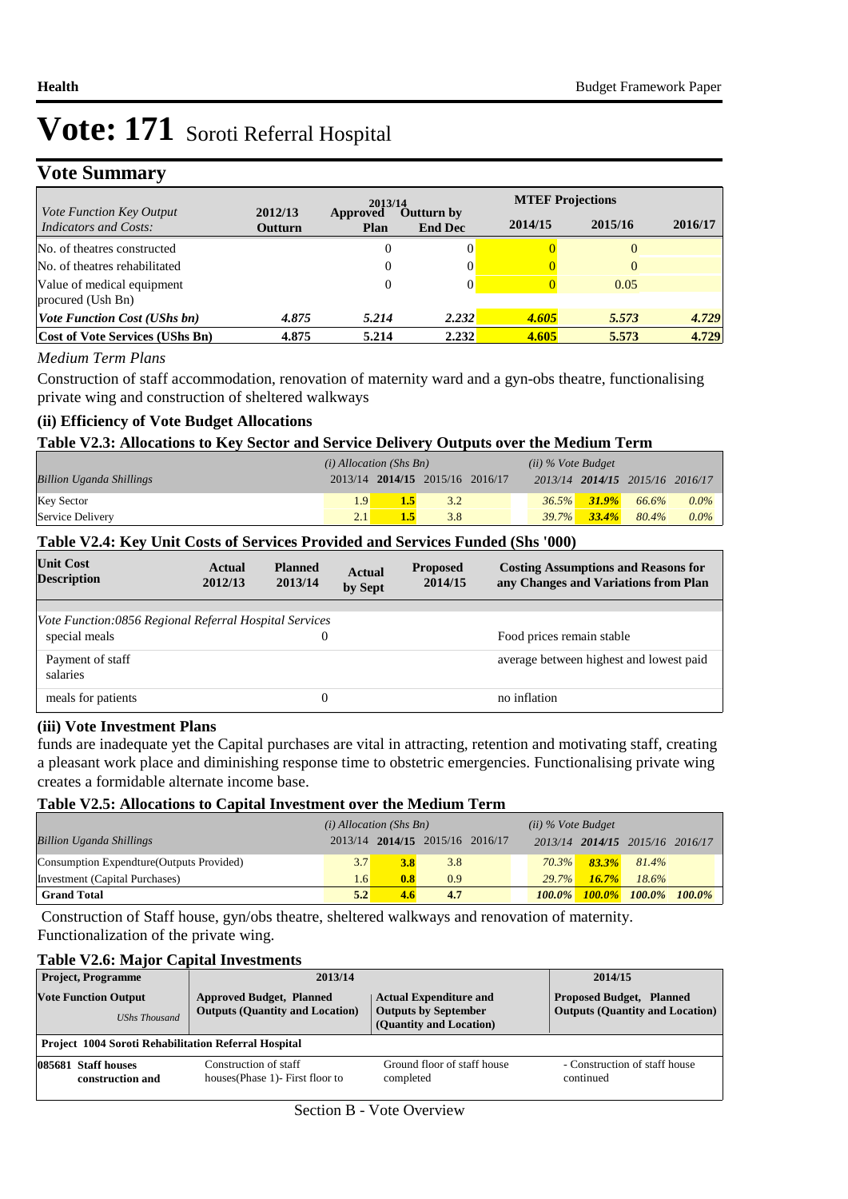# Vote: 171 Soroti Referral Hospital

## Vote Summary

| Vote Function Key Output Indicators and Costs: | 2012/13 Outturn | 2013/14 Approved Plan | 2013/14 Outturn by End Dec | MTEF Projections 2014/15 | 2015/16 | 2016/17 |
|---|---|---|---|---|---|---|
| No. of theatres constructed | | 0 | 0 | 0 | 0 | |
| No. of theatres rehabilitated | | 0 | 0 | 0 | 0 | |
| Value of medical equipment procured (Ush Bn) | | 0 | 0 | 0 | 0.05 | |
| ***Vote Function Cost (UShs bn)*** | ***4.875*** | ***5.214*** | ***2.232*** | ***4.605*** | ***5.573*** | ***4.729*** |
| **Cost of Vote Services (UShs Bn)** | **4.875** | **5.214** | **2.232** | **4.605** | **5.573** | **4.729** |

*Medium Term Plans*

Construction of staff accommodation, renovation of maternity ward and a gyn-obs theatre, functionalising private wing and construction of sheltered walkways

### (ii) Efficiency of Vote Budget Allocations

### Table V2.3: Allocations to Key Sector and Service Delivery Outputs over the Medium Term

| Billion Uganda Shillings | (i) Allocation (Shs Bn) 2013/14 | 2014/15 | 2015/16 | 2016/17 | (ii) % Vote Budget 2013/14 | 2014/15 | 2015/16 | 2016/17 |
|---|---|---|---|---|---|---|---|---|
| Key Sector | 1.9 | **1.5** | 3.2 | | *36.5%* | ***31.9%*** | *66.6%* | *0.0%* |
| Service Delivery | 2.1 | **1.5** | 3.8 | | *39.7%* | ***33.4%*** | *80.4%* | *0.0%* |

### Table V2.4: Key Unit Costs of Services Provided and Services Funded (Shs '000)

| Unit Cost Description | Actual 2012/13 | Planned 2013/14 | Actual by Sept | Proposed 2014/15 | Costing Assumptions and Reasons for any Changes and Variations from Plan |
|---|---|---|---|---|---|
| *Vote Function:0856 Regional Referral Hospital Services* | | | | | |
| special meals | | 0 | | | Food prices remain stable |
| Payment of staff salaries | | | | | average between highest and lowest paid |
| meals for patients | | 0 | | | no inflation |

### (iii) Vote Investment Plans

funds are inadequate yet the Capital purchases are vital in attracting, retention and motivating staff, creating a pleasant work place and diminishing response time to obstetric emergencies. Functionalising private wing creates a formidable alternate income base.

### Table V2.5: Allocations to Capital Investment over the Medium Term

| Billion Uganda Shillings | (i) Allocation (Shs Bn) 2013/14 | 2014/15 | 2015/16 | 2016/17 | (ii) % Vote Budget 2013/14 | 2014/15 | 2015/16 | 2016/17 |
|---|---|---|---|---|---|---|---|---|
| Consumption Expendture(Outputs Provided) | 3.7 | **3.8** | 3.8 | | *70.3%* | ***83.3%*** | *81.4%* | |
| Investment (Capital Purchases) | 1.6 | **0.8** | 0.9 | | *29.7%* | ***16.7%*** | *18.6%* | |
| **Grand Total** | **5.2** | **4.6** | **4.7** | | ***100.0%*** | ***100.0%*** | ***100.0%*** | ***100.0%*** |

Construction of Staff house, gyn/obs theatre, sheltered walkways and renovation of maternity. Functionalization of the private wing.

### Table V2.6: Major Capital Investments

| Project, Programme | 2013/14 | | 2014/15 |
|---|---|---|---|
| **Vote Function Output** *UShs Thousand* | **Approved Budget, Planned Outputs (Quantity and Location)** | **Actual Expenditure and Outputs by September (Quantity and Location)** | **Proposed Budget, Planned Outputs (Quantity and Location)** |
| **Project 1004 Soroti Rehabilitation Referral Hospital** | | | |
| **085681 Staff houses construction and** | Construction of staff houses(Phase 1)- First floor to | Ground floor of staff house completed | - Construction of staff house continued |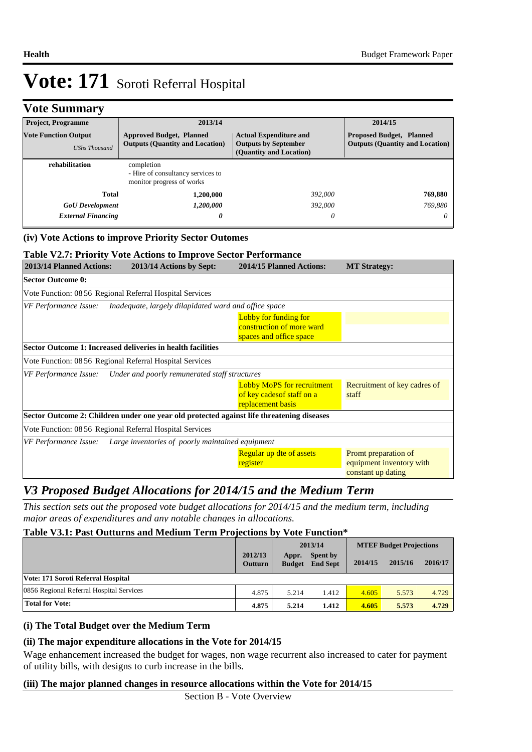# Vote: 171 Soroti Referral Hospital

## Vote Summary

| Project, Programme | 2013/14 | | 2014/15 |
|---|---|---|---|
| **Vote Function Output** *UShs Thousand* | **Approved Budget, Planned Outputs (Quantity and Location)** | **Actual Expenditure and Outputs by September (Quantity and Location)** | **Proposed Budget, Planned Outputs (Quantity and Location)** |
| **rehabilitation** | completion<br>- Hire of consultancy services to monitor progress of works | | |
| **Total** | **1,200,000** | *392,000* | **769,880** |
| ***GoU Development*** | ***1,200,000*** | *392,000* | *769,880* |
| ***External Financing*** | ***0*** | *0* | *0* |

### (iv) Vote Actions to improve Priority Sector Outomes

### Table V2.7: Priority Vote Actions to Improve Sector Performance

| 2013/14 Planned Actions: | 2013/14 Actions by Sept: | 2014/15 Planned Actions: | MT Strategy: |
|---|---|---|---|
| **Sector Outcome 0:** | | | |
| Vote Function: 08 56 Regional Referral Hospital Services | | | |
| *VF Performance Issue:* *Inadequate, largely dilapidated ward and office space* | | | |
| | | Lobby for funding for construction of more ward spaces and office space | |
| **Sector Outcome 1: Increased deliveries in health facilities** | | | |
| Vote Function: 08 56 Regional Referral Hospital Services | | | |
| *VF Performance Issue:* *Under and poorly remunerated staff structures* | | | |
| | | Lobby MoPS for recruitment of key cadesof staff on a replacement basis | Recruitment of key cadres of staff |
| **Sector Outcome 2: Children under one year old protected against life threatening diseases** | | | |
| Vote Function: 08 56 Regional Referral Hospital Services | | | |
| *VF Performance Issue:* *Large inventories of poorly maintained equipment* | | | |
| | | Regular up dte of assets register | Promt preparation of equipment inventory with constant up dating |

## V3 Proposed Budget Allocations for 2014/15 and the Medium Term

*This section sets out the proposed vote budget allocations for 2014/15 and the medium term, including major areas of expenditures and any notable changes in allocations.*

### Table V3.1: Past Outturns and Medium Term Projections by Vote Function*

| | 2012/13 Outturn | 2013/14 Appr. Budget | 2013/14 Spent by End Sept | 2014/15 | 2015/16 | 2016/17 |
|---|---|---|---|---|---|---|
| **Vote: 171 Soroti Referral Hospital** | | | | | | |
| 0856 Regional Referral Hospital Services | 4.875 | 5.214 | 1.412 | 4.605 | 5.573 | 4.729 |
| **Total for Vote:** | **4.875** | **5.214** | **1.412** | **4.605** | **5.573** | **4.729** |

*(MTEF Budget Projections: 2014/15, 2015/16, 2016/17)*

### (i) The Total Budget over the Medium Term

### (ii) The major expenditure allocations in the Vote for 2014/15

Wage enhancement increased the budget for wages, non wage recurrent also increased to cater for payment of utility bills, with designs to curb increase in the bills.

### (iii) The major planned changes in resource allocations within the Vote for 2014/15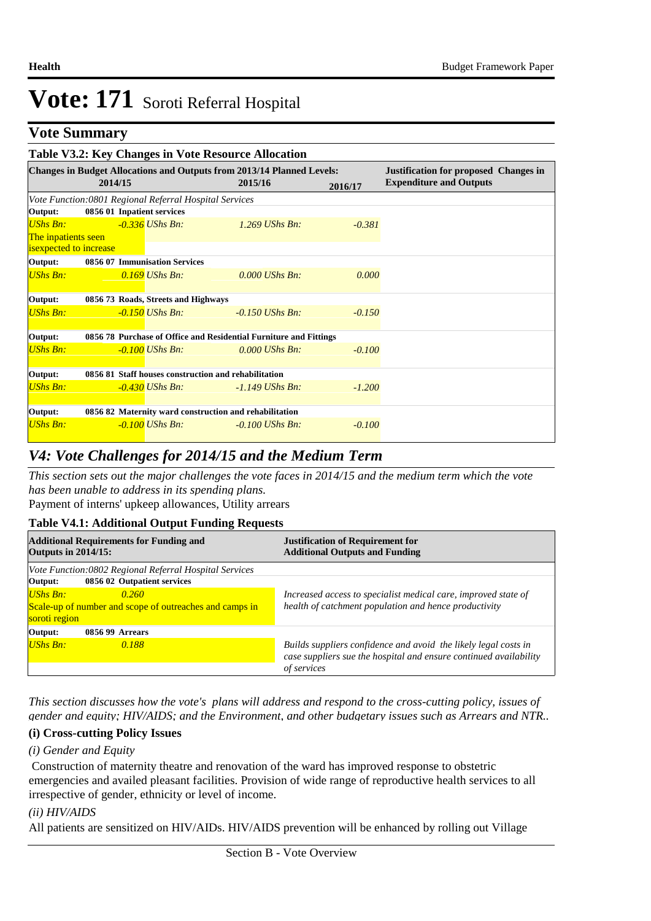# Vote: 171 Soroti Referral Hospital

## Vote Summary

### Table V3.2: Key Changes in Vote Resource Allocation

| Changes in Budget Allocations and Outputs from 2013/14 Planned Levels: 2014/15 | 2015/16 | 2016/17 | Justification for proposed Changes in Expenditure and Outputs |
|---|---|---|---|
| *Vote Function:0801 Regional Referral Hospital Services* | | | |
| **Output: 0856 01 Inpatient services** | | | |
| *UShs Bn: -0.336* The inpatients seen isexpected to increase | *UShs Bn: 1.269* | *UShs Bn: -0.381* | |
| **Output: 0856 07 Immunisation Services** | | | |
| *UShs Bn: 0.169* | *UShs Bn: 0.000* | *UShs Bn: 0.000* | |
| **Output: 0856 73 Roads, Streets and Highways** | | | |
| *UShs Bn: -0.150* | *UShs Bn: -0.150* | *UShs Bn: -0.150* | |
| **Output: 0856 78 Purchase of Office and Residential Furniture and Fittings** | | | |
| *UShs Bn: -0.100* | *UShs Bn: 0.000* | *UShs Bn: -0.100* | |
| **Output: 0856 81 Staff houses construction and rehabilitation** | | | |
| *UShs Bn: -0.430* | *UShs Bn: -1.149* | *UShs Bn: -1.200* | |
| **Output: 0856 82 Maternity ward construction and rehabilitation** | | | |
| *UShs Bn: -0.100* | *UShs Bn: -0.100* | *UShs Bn: -0.100* | |

## *V4: Vote Challenges for 2014/15 and the Medium Term*

*This section sets out the major challenges the vote faces in 2014/15 and the medium term which the vote has been unable to address in its spending plans.*

Payment of interns' upkeep allowances, Utility arrears

### Table V4.1: Additional Output Funding Requests

| Additional Requirements for Funding and Outputs in 2014/15: | Justification of Requirement for Additional Outputs and Funding |
|---|---|
| *Vote Function:0802 Regional Referral Hospital Services* | |
| **Output: 0856 02 Outpatient services** | |
| *UShs Bn: 0.260* Scale-up of number and scope of outreaches and camps in soroti region | *Increased access to specialist medical care, improved state of health of catchment population and hence productivity* |
| **Output: 0856 99 Arrears** | |
| *UShs Bn: 0.188* | *Builds suppliers confidence and avoid the likely legal costs in case suppliers sue the hospital and ensure continued availability of services* |

*This section discusses how the vote's plans will address and respond to the cross-cutting policy, issues of gender and equity; HIV/AIDS; and the Environment, and other budgetary issues such as Arrears and NTR..*

**(i) Cross-cutting Policy Issues**

*(i) Gender and Equity*

Construction of maternity theatre and renovation of the ward has improved response to obstetric emergencies and availed pleasant facilities. Provision of wide range of reproductive health services to all irrespective of gender, ethnicity or level of income.

*(ii) HIV/AIDS*

All patients are sensitized on HIV/AIDs. HIV/AIDS prevention will be enhanced by rolling out Village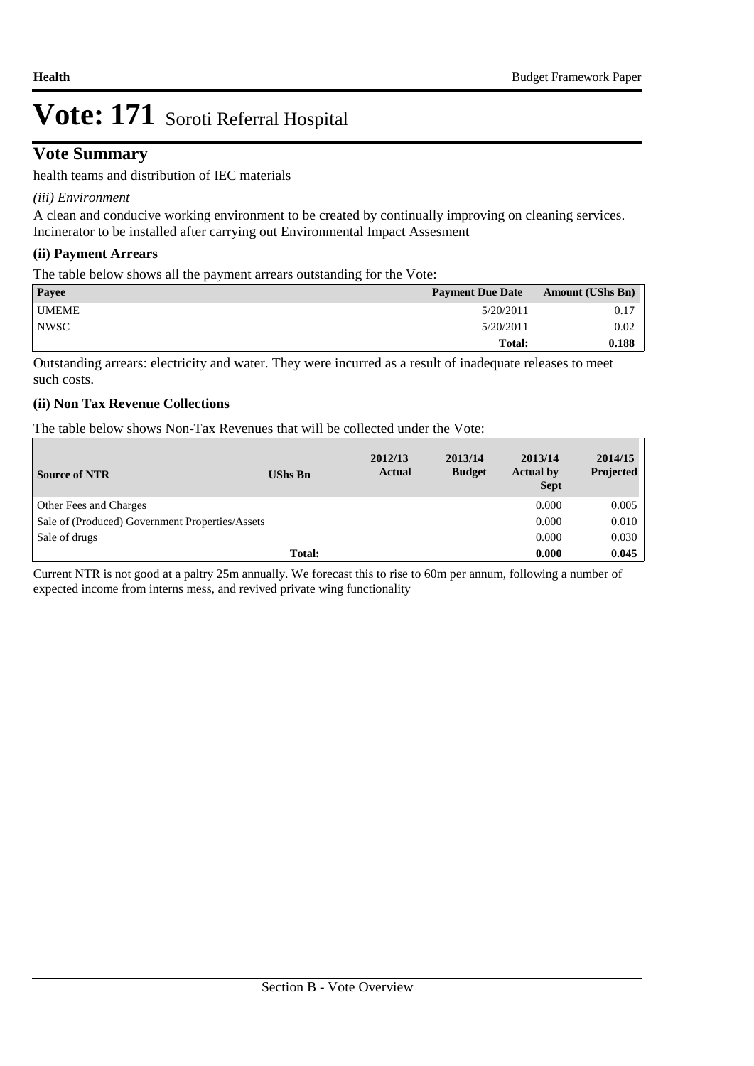# Vote: 171 Soroti Referral Hospital

## Vote Summary

health teams and distribution of IEC materials

*(iii) Environment*

A clean and conducive working environment to be created by continually improving on cleaning services. Incinerator to be installed after carrying out Environmental Impact Assesment

### (ii) Payment Arrears

The table below shows all the payment arrears outstanding for the Vote:

| Payee | Payment Due Date | Amount (UShs Bn) |
|---|---|---|
| UMEME | 5/20/2011 | 0.17 |
| NWSC | 5/20/2011 | 0.02 |
| | **Total:** | **0.188** |

Outstanding arrears: electricity and water. They were incurred as a result of inadequate releases to meet such costs.

### (ii) Non Tax Revenue Collections

The table below shows Non-Tax Revenues that will be collected under the Vote:

| Source of NTR | UShs Bn | 2012/13 Actual | 2013/14 Budget | 2013/14 Actual by Sept | 2014/15 Projected |
|---|---|---|---|---|---|
| Other Fees and Charges | | | | 0.000 | 0.005 |
| Sale of (Produced) Government Properties/Assets | | | | 0.000 | 0.010 |
| Sale of drugs | | | | 0.000 | 0.030 |
| | **Total:** | | | **0.000** | **0.045** |

Current NTR is not good at a paltry 25m annually. We forecast this to rise to 60m per annum, following a number of expected income from interns mess, and revived private wing functionality